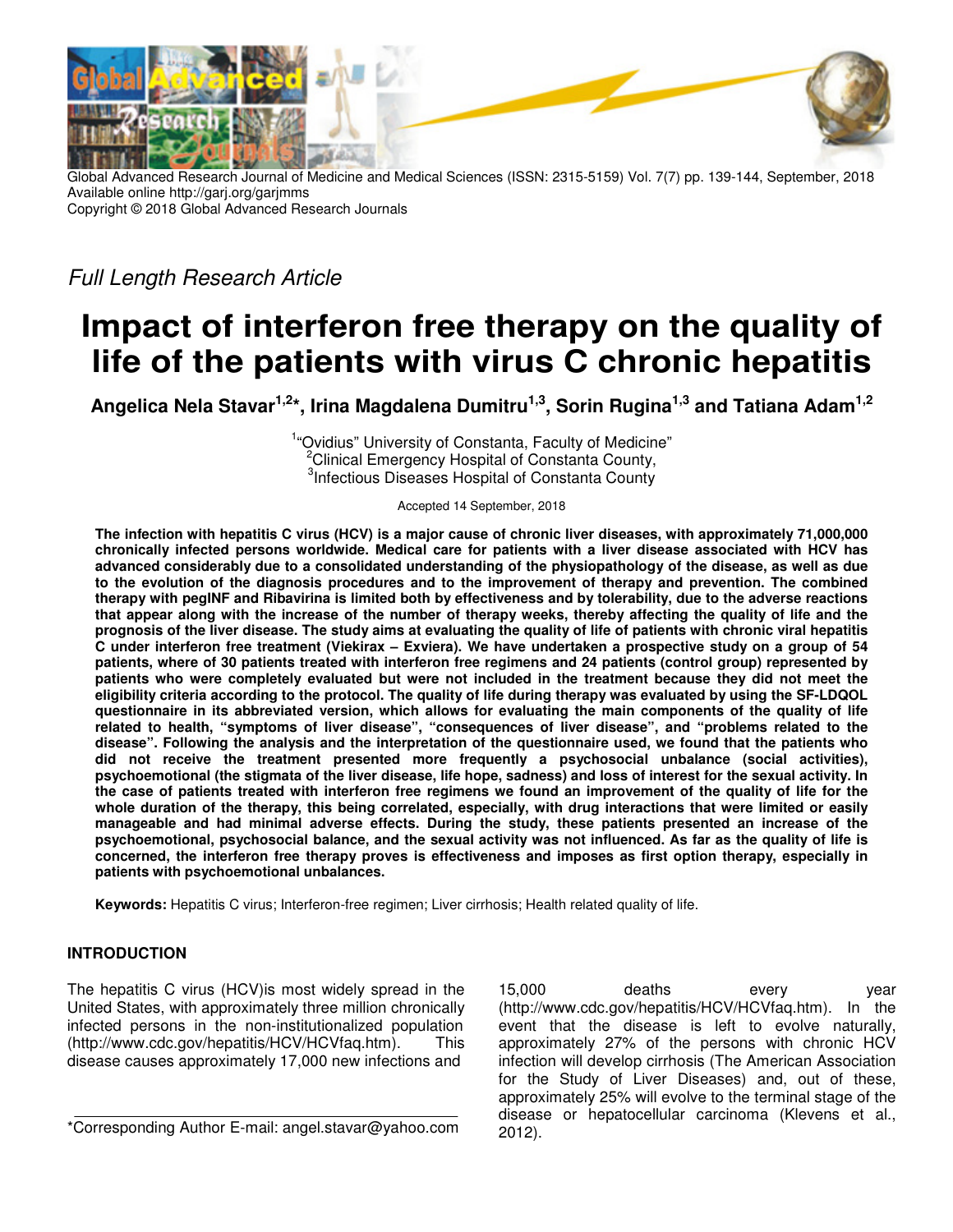*Full Length Research Article*

# Impact of interferon free therapy on the quality of life of the patients with virus C chronic hepatitis

**Angelica Nela Stavar[1,2]*, Irina Magdalena Dumitru[1,3], Sorin Rugina[1,3] and Tatiana Adam[1,2]**

[1]"Ovidius" University of Constanta, Faculty of Medicine"
[2]Clinical Emergency Hospital of Constanta County,
[3]Infectious Diseases Hospital of Constanta County

Accepted 14 September, 2018

**The infection with hepatitis C virus (HCV) is a major cause of chronic liver diseases, with approximately 71,000,000 chronically infected persons worldwide. Medical care for patients with a liver disease associated with HCV has advanced considerably due to a consolidated understanding of the physiopathology of the disease, as well as due to the evolution of the diagnosis procedures and to the improvement of therapy and prevention. The combined therapy with pegINF and Ribavirina is limited both by effectiveness and by tolerability, due to the adverse reactions that appear along with the increase of the number of therapy weeks, thereby affecting the quality of life and the prognosis of the liver disease. The study aims at evaluating the quality of life of patients with chronic viral hepatitis C under interferon free treatment (Viekirax – Exviera). We have undertaken a prospective study on a group of 54 patients, where of 30 patients treated with interferon free regimens and 24 patients (control group) represented by patients who were completely evaluated but were not included in the treatment because they did not meet the eligibility criteria according to the protocol. The quality of life during therapy was evaluated by using the SF-LDQOL questionnaire in its abbreviated version, which allows for evaluating the main components of the quality of life related to health, "symptoms of liver disease", "consequences of liver disease", and "problems related to the disease". Following the analysis and the interpretation of the questionnaire used, we found that the patients who did not receive the treatment presented more frequently a psychosocial unbalance (social activities), psychoemotional (the stigmata of the liver disease, life hope, sadness) and loss of interest for the sexual activity. In the case of patients treated with interferon free regimens we found an improvement of the quality of life for the whole duration of the therapy, this being correlated, especially, with drug interactions that were limited or easily manageable and had minimal adverse effects. During the study, these patients presented an increase of the psychoemotional, psychosocial balance, and the sexual activity was not influenced. As far as the quality of life is concerned, the interferon free therapy proves is effectiveness and imposes as first option therapy, especially in patients with psychoemotional unbalances.**

**Keywords:** Hepatitis C virus; Interferon-free regimen; Liver cirrhosis; Health related quality of life.

## INTRODUCTION

The hepatitis C virus (HCV)is most widely spread in the United States, with approximately three million chronically infected persons in the non-institutionalized population (http://www.cdc.gov/hepatitis/HCV/HCVfaq.htm). This disease causes approximately 17,000 new infections and 15,000 deaths every year (http://www.cdc.gov/hepatitis/HCV/HCVfaq.htm). In the event that the disease is left to evolve naturally, approximately 27% of the persons with chronic HCV infection will develop cirrhosis (The American Association for the Study of Liver Diseases) and, out of these, approximately 25% will evolve to the terminal stage of the disease or hepatocellular carcinoma (Klevens et al., 2012).

*Corresponding Author E-mail: angel.stavar@yahoo.com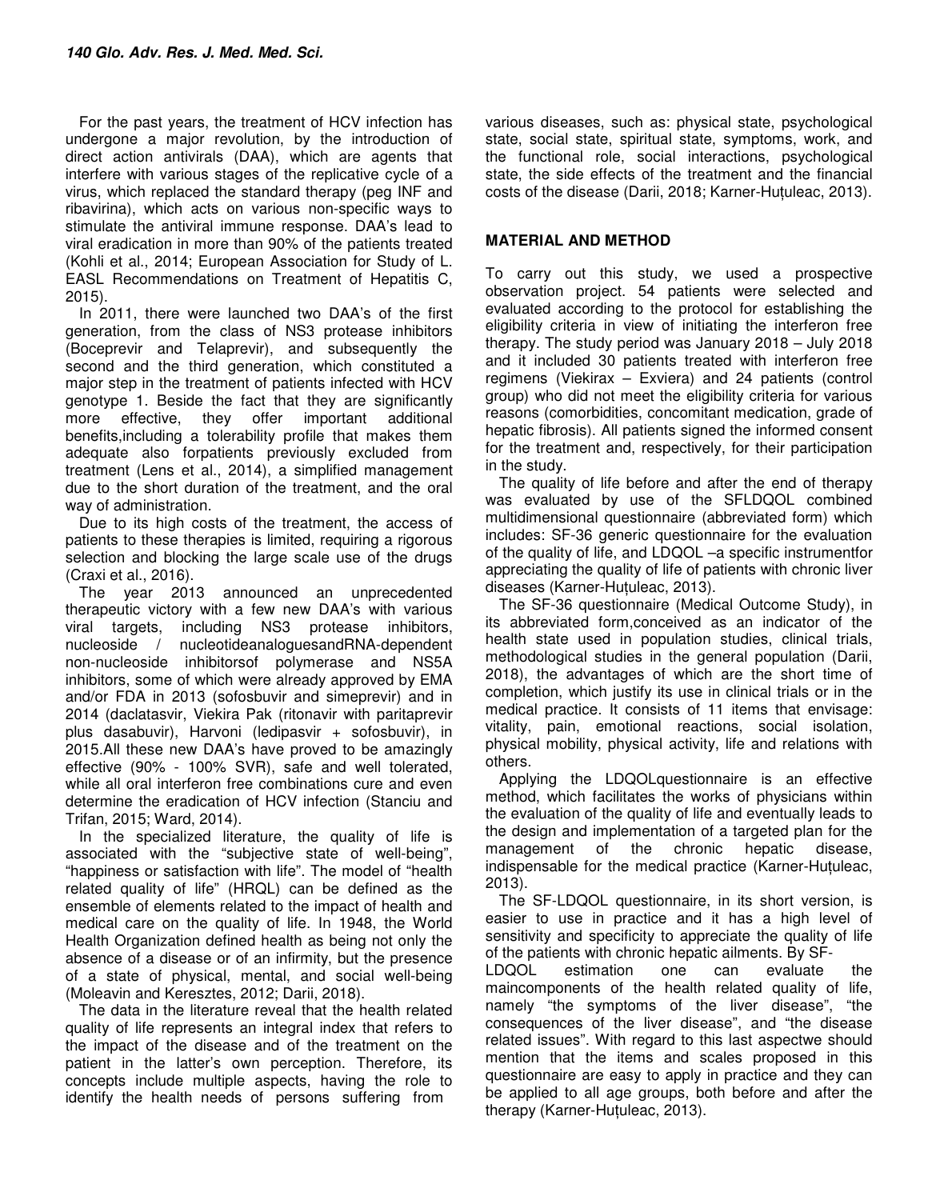For the past years, the treatment of HCV infection has undergone a major revolution, by the introduction of direct action antivirals (DAA), which are agents that interfere with various stages of the replicative cycle of a virus, which replaced the standard therapy (peg INF and ribavirina), which acts on various non-specific ways to stimulate the antiviral immune response. DAA's lead to viral eradication in more than 90% of the patients treated (Kohli et al., 2014; European Association for Study of L. EASL Recommendations on Treatment of Hepatitis C, 2015).

In 2011, there were launched two DAA's of the first generation, from the class of NS3 protease inhibitors (Boceprevir and Telaprevir), and subsequently the second and the third generation, which constituted a major step in the treatment of patients infected with HCV genotype 1. Beside the fact that they are significantly more effective, they offer important additional benefits,including a tolerability profile that makes them adequate also forpatients previously excluded from treatment (Lens et al., 2014), a simplified management due to the short duration of the treatment, and the oral way of administration.

Due to its high costs of the treatment, the access of patients to these therapies is limited, requiring a rigorous selection and blocking the large scale use of the drugs (Craxi et al., 2016).

The year 2013 announced an unprecedented therapeutic victory with a few new DAA's with various viral targets, including NS3 protease inhibitors, nucleoside / nucleotideanaloguesandRNA-dependent non-nucleoside inhibitorsof polymerase and NS5A inhibitors, some of which were already approved by EMA and/or FDA in 2013 (sofosbuvir and simeprevir) and in 2014 (daclatasvir, Viekira Pak (ritonavir with paritaprevir plus dasabuvir), Harvoni (ledipasvir + sofosbuvir), in 2015.All these new DAA's have proved to be amazingly effective (90% - 100% SVR), safe and well tolerated, while all oral interferon free combinations cure and even determine the eradication of HCV infection (Stanciu and Trifan, 2015; Ward, 2014).

In the specialized literature, the quality of life is associated with the "subjective state of well-being", "happiness or satisfaction with life". The model of "health related quality of life" (HRQL) can be defined as the ensemble of elements related to the impact of health and medical care on the quality of life. In 1948, the World Health Organization defined health as being not only the absence of a disease or of an infirmity, but the presence of a state of physical, mental, and social well-being (Moleavin and Keresztes, 2012; Darii, 2018).

The data in the literature reveal that the health related quality of life represents an integral index that refers to the impact of the disease and of the treatment on the patient in the latter's own perception. Therefore, its concepts include multiple aspects, having the role to identify the health needs of persons suffering from various diseases, such as: physical state, psychological state, social state, spiritual state, symptoms, work, and the functional role, social interactions, psychological state, the side effects of the treatment and the financial costs of the disease (Darii, 2018; Karner-Huţuleac, 2013).

## MATERIAL AND METHOD

To carry out this study, we used a prospective observation project. 54 patients were selected and evaluated according to the protocol for establishing the eligibility criteria in view of initiating the interferon free therapy. The study period was January 2018 – July 2018 and it included 30 patients treated with interferon free regimens (Viekirax – Exviera) and 24 patients (control group) who did not meet the eligibility criteria for various reasons (comorbidities, concomitant medication, grade of hepatic fibrosis). All patients signed the informed consent for the treatment and, respectively, for their participation in the study.

The quality of life before and after the end of therapy was evaluated by use of the SFLDQOL combined multidimensional questionnaire (abbreviated form) which includes: SF-36 generic questionnaire for the evaluation of the quality of life, and LDQOL –a specific instrumentfor appreciating the quality of life of patients with chronic liver diseases (Karner-Huţuleac, 2013).

The SF-36 questionnaire (Medical Outcome Study), in its abbreviated form,conceived as an indicator of the health state used in population studies, clinical trials, methodological studies in the general population (Darii, 2018), the advantages of which are the short time of completion, which justify its use in clinical trials or in the medical practice. It consists of 11 items that envisage: vitality, pain, emotional reactions, social isolation, physical mobility, physical activity, life and relations with others.

Applying the LDQOLquestionnaire is an effective method, which facilitates the works of physicians within the evaluation of the quality of life and eventually leads to the design and implementation of a targeted plan for the management of the chronic hepatic disease, indispensable for the medical practice (Karner-Huţuleac, 2013).

The SF-LDQOL questionnaire, in its short version, is easier to use in practice and it has a high level of sensitivity and specificity to appreciate the quality of life of the patients with chronic hepatic ailments. By SF-LDQOL estimation one can evaluate the maincomponents of the health related quality of life, namely "the symptoms of the liver disease", "the consequences of the liver disease", and "the disease related issues". With regard to this last aspectwe should mention that the items and scales proposed in this questionnaire are easy to apply in practice and they can be applied to all age groups, both before and after the therapy (Karner-Huţuleac, 2013).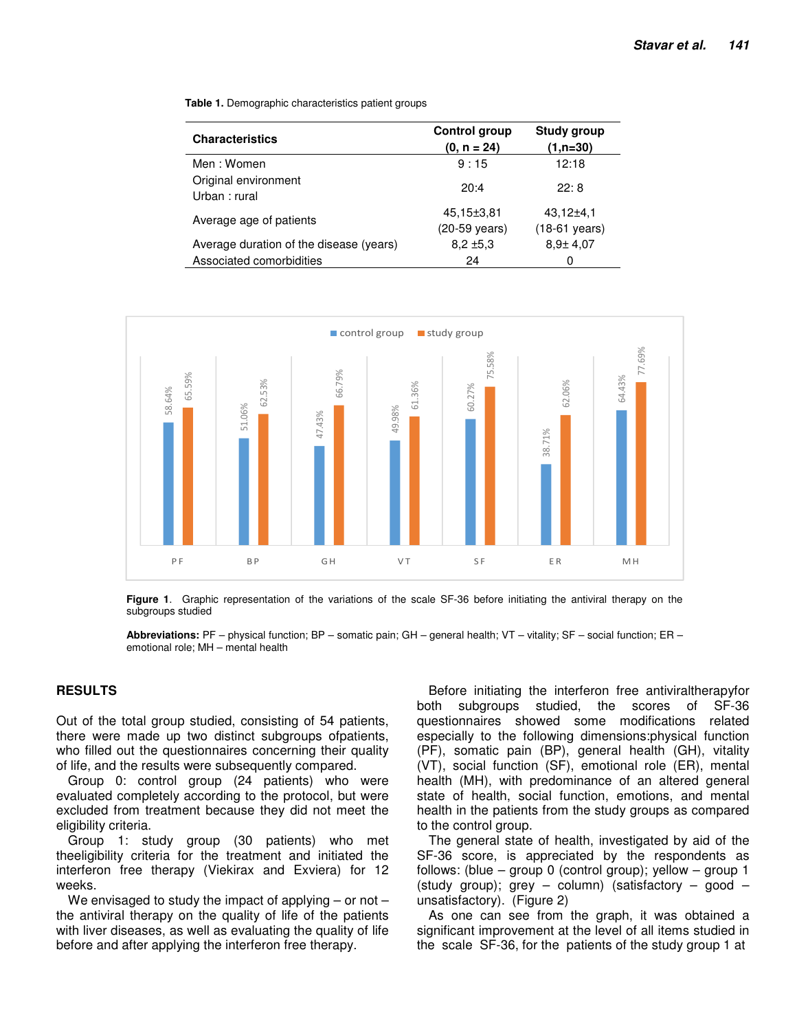**Table 1.** Demographic characteristics patient groups

| Characteristics | Control group (0, n = 24) | Study group (1,n=30) |
|---|---|---|
| Men : Women | 9 : 15 | 12:18 |
| Original environment Urban : rural | 20:4 | 22: 8 |
| Average age of patients | 45,15±3,81 (20-59 years) | 43,12±4,1 (18-61 years) |
| Average duration of the disease (years) | 8,2 ±5,3 | 8,9± 4,07 |
| Associated comorbidities | 24 | 0 |

**Figure 1**. Graphic representation of the variations of the scale SF-36 before initiating the antiviral therapy on the subgroups studied

**Abbreviations:** PF – physical function; BP – somatic pain; GH – general health; VT – vitality; SF – social function; ER – emotional role; MH – mental health

## RESULTS

Out of the total group studied, consisting of 54 patients, there were made up two distinct subgroups ofpatients, who filled out the questionnaires concerning their quality of life, and the results were subsequently compared.

Group 0: control group (24 patients) who were evaluated completely according to the protocol, but were excluded from treatment because they did not meet the eligibility criteria.

Group 1: study group (30 patients) who met theeligibility criteria for the treatment and initiated the interferon free therapy (Viekirax and Exviera) for 12 weeks.

We envisaged to study the impact of applying – or not – the antiviral therapy on the quality of life of the patients with liver diseases, as well as evaluating the quality of life before and after applying the interferon free therapy.

Before initiating the interferon free antiviraltherapyfor both subgroups studied, the scores of SF-36 questionnaires showed some modifications related especially to the following dimensions:physical function (PF), somatic pain (BP), general health (GH), vitality (VT), social function (SF), emotional role (ER), mental health (MH), with predominance of an altered general state of health, social function, emotions, and mental health in the patients from the study groups as compared to the control group.

The general state of health, investigated by aid of the SF-36 score, is appreciated by the respondents as follows: (blue – group 0 (control group); yellow – group 1 (study group); grey – column) (satisfactory – good – unsatisfactory). (Figure 2)

As one can see from the graph, it was obtained a significant improvement at the level of all items studied in the scale SF-36, for the patients of the study group 1 at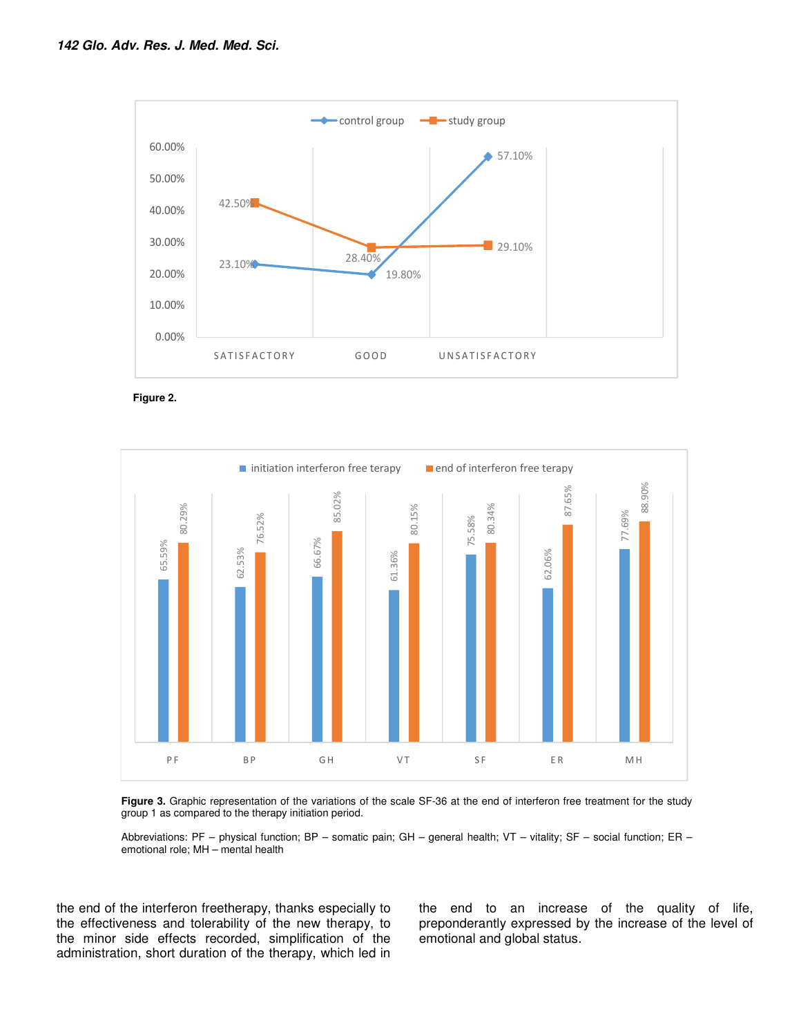Figure 2.

Figure 3. Graphic representation of the variations of the scale SF-36 at the end of interferon free treatment for the study group 1 as compared to the therapy initiation period.

Abbreviations: PF – physical function; BP – somatic pain; GH – general health; VT – vitality; SF – social function; ER – emotional role; MH – mental health

the end of the interferon freetherapy, thanks especially to the effectiveness and tolerability of the new therapy, to the minor side effects recorded, simplification of the administration, short duration of the therapy, which led in the end to an increase of the quality of life, preponderantly expressed by the increase of the level of emotional and global status.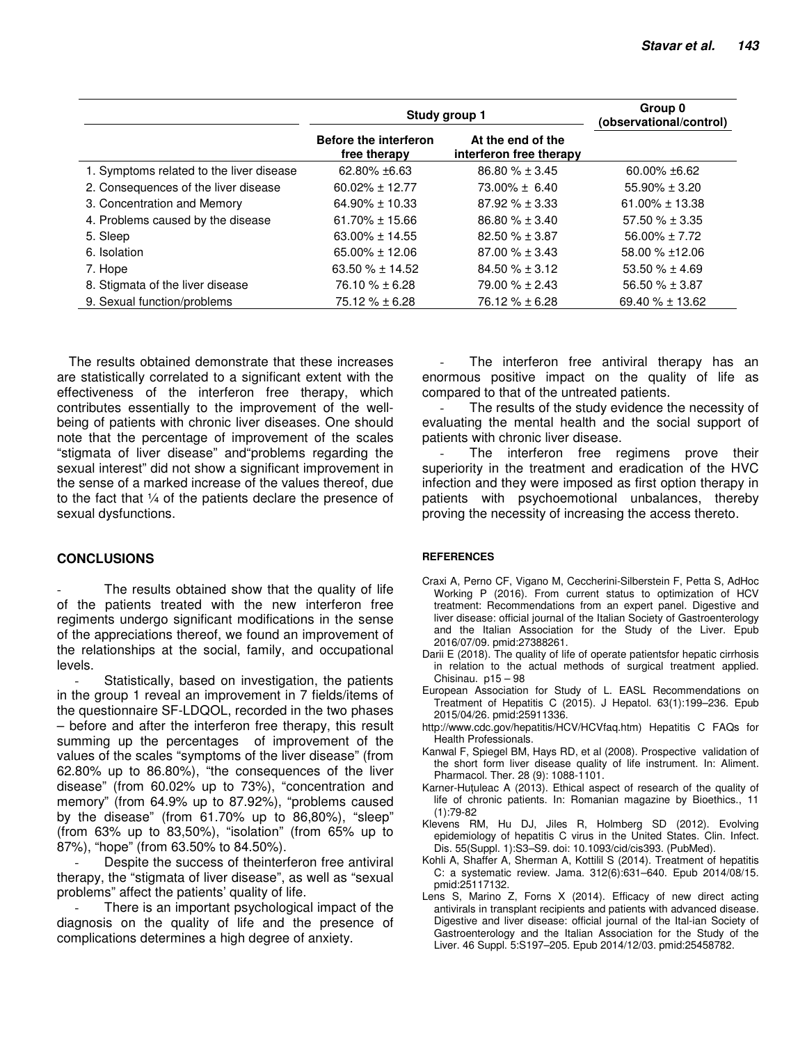| | Study group 1 | | Group 0 (observational/control) |
|---|---|---|---|
| | Before the interferon free therapy | At the end of the interferon free therapy | |
| 1. Symptoms related to the liver disease | 62.80% ±6.63 | 86.80 % ± 3.45 | 60.00% ±6.62 |
| 2. Consequences of the liver disease | 60.02% ± 12.77 | 73.00% ± 6.40 | 55.90% ± 3.20 |
| 3. Concentration and Memory | 64.90% ± 10.33 | 87.92 % ± 3.33 | 61.00% ± 13.38 |
| 4. Problems caused by the disease | 61.70% ± 15.66 | 86.80 % ± 3.40 | 57.50 % ± 3.35 |
| 5. Sleep | 63.00% ± 14.55 | 82.50 % ± 3.87 | 56.00% ± 7.72 |
| 6. Isolation | 65.00% ± 12.06 | 87.00 % ± 3.43 | 58.00 % ±12.06 |
| 7. Hope | 63.50 % ± 14.52 | 84.50 % ± 3.12 | 53.50 % ± 4.69 |
| 8. Stigmata of the liver disease | 76.10 % ± 6.28 | 79.00 % ± 2.43 | 56.50 % ± 3.87 |
| 9. Sexual function/problems | 75.12 % ± 6.28 | 76.12 % ± 6.28 | 69.40 % ± 13.62 |

The results obtained demonstrate that these increases are statistically correlated to a significant extent with the effectiveness of the interferon free therapy, which contributes essentially to the improvement of the well-being of patients with chronic liver diseases. One should note that the percentage of improvement of the scales "stigmata of liver disease" and"problems regarding the sexual interest" did not show a significant improvement in the sense of a marked increase of the values thereof, due to the fact that ¼ of the patients declare the presence of sexual dysfunctions.

## CONCLUSIONS

- The results obtained show that the quality of life of the patients treated with the new interferon free regiments undergo significant modifications in the sense of the appreciations thereof, we found an improvement of the relationships at the social, family, and occupational levels.
- Statistically, based on investigation, the patients in the group 1 reveal an improvement in 7 fields/items of the questionnaire SF-LDQOL, recorded in the two phases – before and after the interferon free therapy, this result summing up the percentages of improvement of the values of the scales "symptoms of the liver disease" (from 62.80% up to 86.80%), "the consequences of the liver disease" (from 60.02% up to 73%), "concentration and memory" (from 64.9% up to 87.92%), "problems caused by the disease" (from 61.70% up to 86,80%), "sleep" (from 63% up to 83,50%), "isolation" (from 65% up to 87%), "hope" (from 63.50% to 84.50%).
- Despite the success of theinterferon free antiviral therapy, the "stigmata of liver disease", as well as "sexual problems" affect the patients' quality of life.
- There is an important psychological impact of the diagnosis on the quality of life and the presence of complications determines a high degree of anxiety.
- The interferon free antiviral therapy has an enormous positive impact on the quality of life as compared to that of the untreated patients.
- The results of the study evidence the necessity of evaluating the mental health and the social support of patients with chronic liver disease.
- The interferon free regimens prove their superiority in the treatment and eradication of the HVC infection and they were imposed as first option therapy in patients with psychoemotional unbalances, thereby proving the necessity of increasing the access thereto.

## REFERENCES

Craxi A, Perno CF, Vigano M, Ceccherini-Silberstein F, Petta S, AdHoc Working P (2016). From current status to optimization of HCV treatment: Recommendations from an expert panel. Digestive and liver disease: official journal of the Italian Society of Gastroenterology and the Italian Association for the Study of the Liver. Epub 2016/07/09. pmid:27388261.

Darii E (2018). The quality of life of operate patientsfor hepatic cirrhosis in relation to the actual methods of surgical treatment applied. Chisinau. p15 – 98

European Association for Study of L. EASL Recommendations on Treatment of Hepatitis C (2015). J Hepatol. 63(1):199–236. Epub 2015/04/26. pmid:25911336.

http://www.cdc.gov/hepatitis/HCV/HCVfaq.htm) Hepatitis C FAQs for Health Professionals.

Kanwal F, Spiegel BM, Hays RD, et al (2008). Prospective validation of the short form liver disease quality of life instrument. In: Aliment. Pharmacol. Ther. 28 (9): 1088-1101.

Karner-Huțuleac A (2013). Ethical aspect of research of the quality of life of chronic patients. In: Romanian magazine by Bioethics., 11 (1):79-82

Klevens RM, Hu DJ, Jiles R, Holmberg SD (2012). Evolving epidemiology of hepatitis C virus in the United States. Clin. Infect. Dis. 55(Suppl. 1):S3–S9. doi: 10.1093/cid/cis393. (PubMed).

Kohli A, Shaffer A, Sherman A, Kottilil S (2014). Treatment of hepatitis C: a systematic review. Jama. 312(6):631–640. Epub 2014/08/15. pmid:25117132.

Lens S, Marino Z, Forns X (2014). Efficacy of new direct acting antivirals in transplant recipients and patients with advanced disease. Digestive and liver disease: official journal of the Ital-ian Society of Gastroenterology and the Italian Association for the Study of the Liver. 46 Suppl. 5:S197–205. Epub 2014/12/03. pmid:25458782.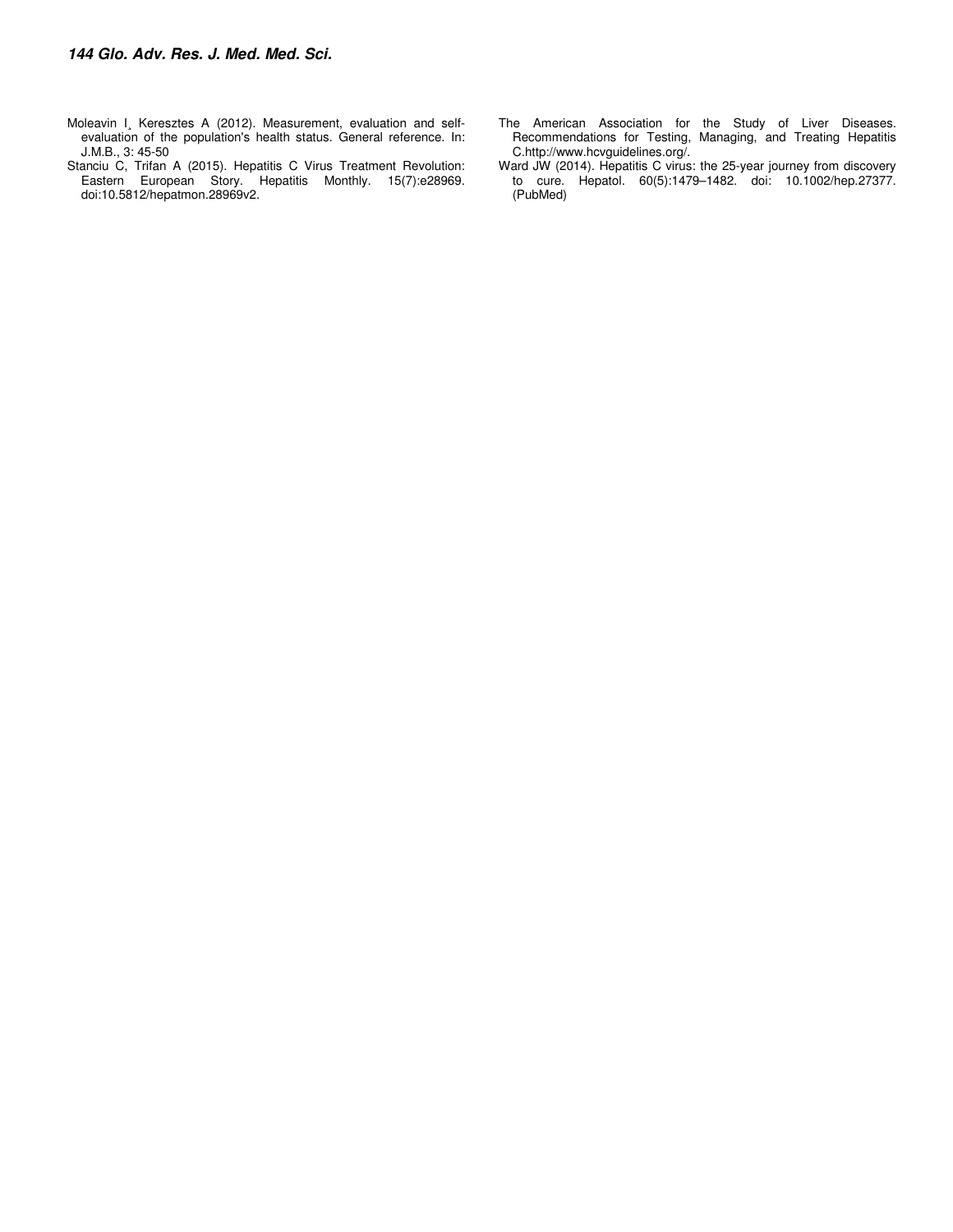Moleavin I¸ Keresztes A (2012). Measurement, evaluation and self-evaluation of the population's health status. General reference. In: J.M.B., 3: 45-50

Stanciu C, Trifan A (2015). Hepatitis C Virus Treatment Revolution: Eastern European Story. Hepatitis Monthly. 15(7):e28969. doi:10.5812/hepatmon.28969v2.

The American Association for the Study of Liver Diseases. Recommendations for Testing, Managing, and Treating Hepatitis C.http://www.hcvguidelines.org/.

Ward JW (2014). Hepatitis C virus: the 25-year journey from discovery to cure. Hepatol. 60(5):1479–1482. doi: 10.1002/hep.27377. (PubMed)